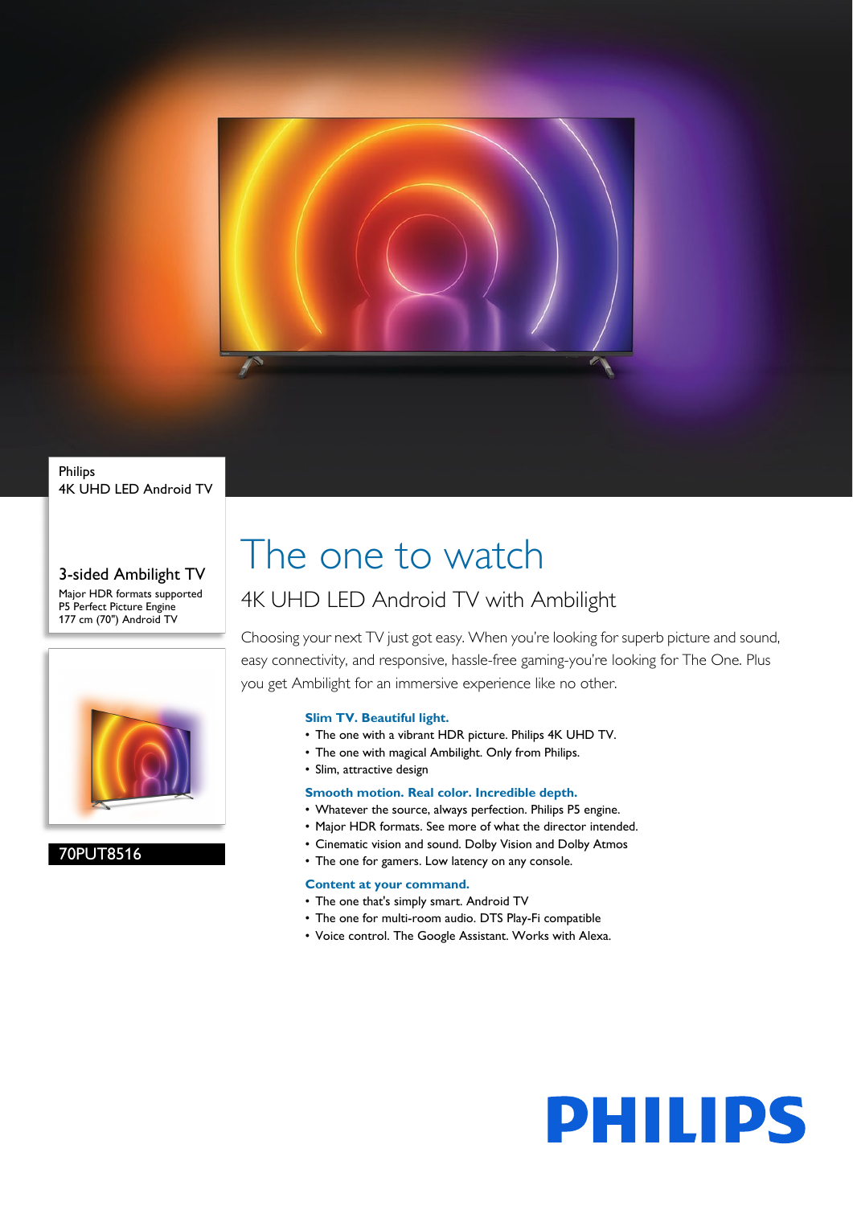Philips
4K UHD LED Android TV

3-sided Ambilight TV

Major HDR formats supported
P5 Perfect Picture Engine
177 cm (70") Android TV

70PUT8516

# The one to watch

## 4K UHD LED Android TV with Ambilight

Choosing your next TV just got easy. When you're looking for superb picture and sound, easy connectivity, and responsive, hassle-free gaming-you're looking for The One. Plus you get Ambilight for an immersive experience like no other.

### Slim TV. Beautiful light.

- The one with a vibrant HDR picture. Philips 4K UHD TV.
- The one with magical Ambilight. Only from Philips.
- Slim, attractive design

### Smooth motion. Real color. Incredible depth.

- Whatever the source, always perfection. Philips P5 engine.
- Major HDR formats. See more of what the director intended.
- Cinematic vision and sound. Dolby Vision and Dolby Atmos
- The one for gamers. Low latency on any console.

### Content at your command.

- The one that's simply smart. Android TV
- The one for multi-room audio. DTS Play-Fi compatible
- Voice control. The Google Assistant. Works with Alexa.

PHILIPS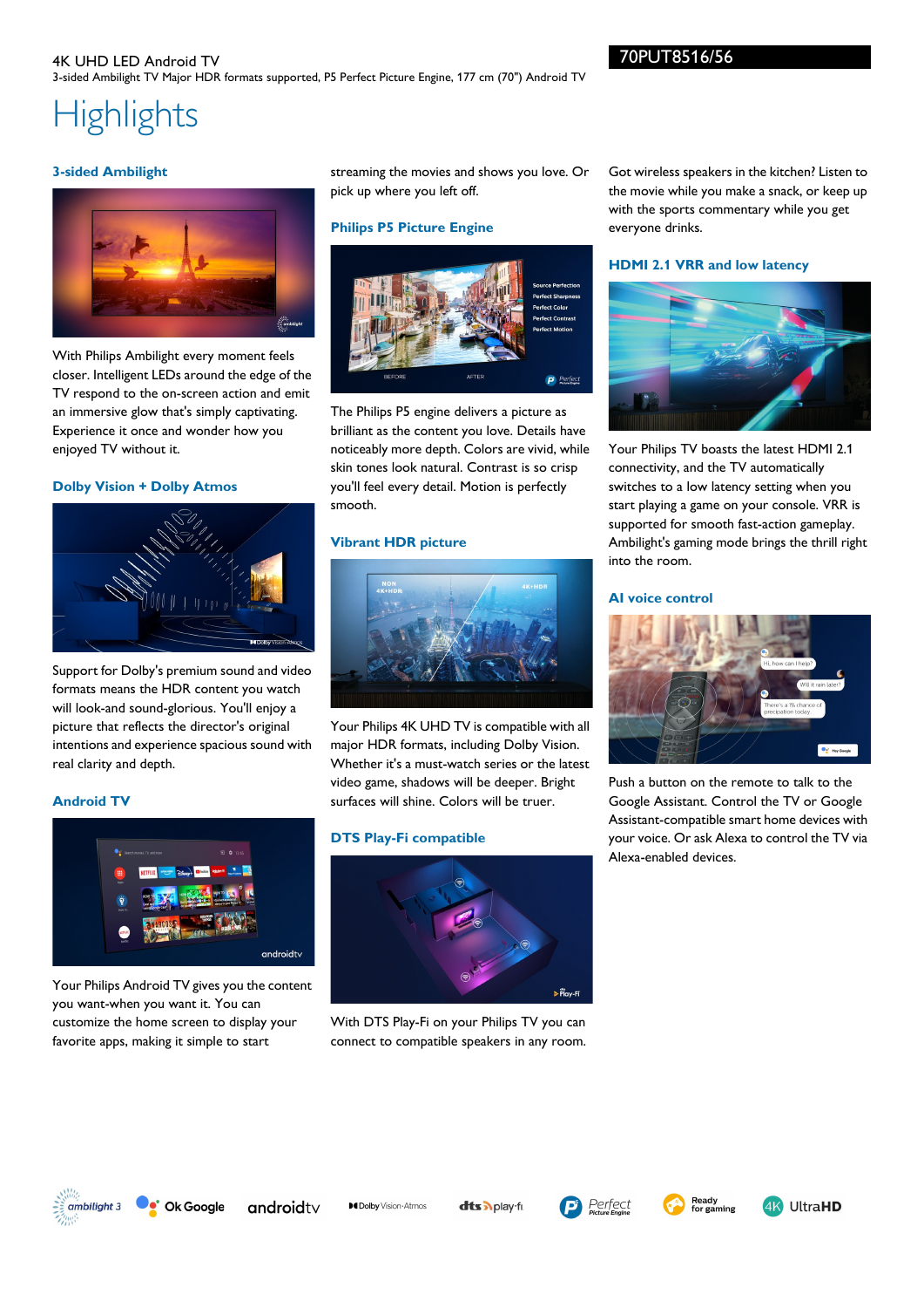4K UHD LED Android TV

3-sided Ambilight TV Major HDR formats supported, P5 Perfect Picture Engine, 177 cm (70") Android TV

70PUT8516/56

# Highlights

### 3-sided Ambilight

With Philips Ambilight every moment feels closer. Intelligent LEDs around the edge of the TV respond to the on-screen action and emit an immersive glow that's simply captivating. Experience it once and wonder how you enjoyed TV without it.

### Dolby Vision + Dolby Atmos

Support for Dolby's premium sound and video formats means the HDR content you watch will look-and sound-glorious. You'll enjoy a picture that reflects the director's original intentions and experience spacious sound with real clarity and depth.

### Android TV

Your Philips Android TV gives you the content you want-when you want it. You can customize the home screen to display your favorite apps, making it simple to start streaming the movies and shows you love. Or pick up where you left off.

### Philips P5 Picture Engine

The Philips P5 engine delivers a picture as brilliant as the content you love. Details have noticeably more depth. Colors are vivid, while skin tones look natural. Contrast is so crisp you'll feel every detail. Motion is perfectly smooth.

### Vibrant HDR picture

Your Philips 4K UHD TV is compatible with all major HDR formats, including Dolby Vision. Whether it's a must-watch series or the latest video game, shadows will be deeper. Bright surfaces will shine. Colors will be truer.

### DTS Play-Fi compatible

With DTS Play-Fi on your Philips TV you can connect to compatible speakers in any room. Got wireless speakers in the kitchen? Listen to the movie while you make a snack, or keep up with the sports commentary while you get everyone drinks.

### HDMI 2.1 VRR and low latency

Your Philips TV boasts the latest HDMI 2.1 connectivity, and the TV automatically switches to a low latency setting when you start playing a game on your console. VRR is supported for smooth fast-action gameplay. Ambilight's gaming mode brings the thrill right into the room.

### AI voice control

Push a button on the remote to talk to the Google Assistant. Control the TV or Google Assistant-compatible smart home devices with your voice. Or ask Alexa to control the TV via Alexa-enabled devices.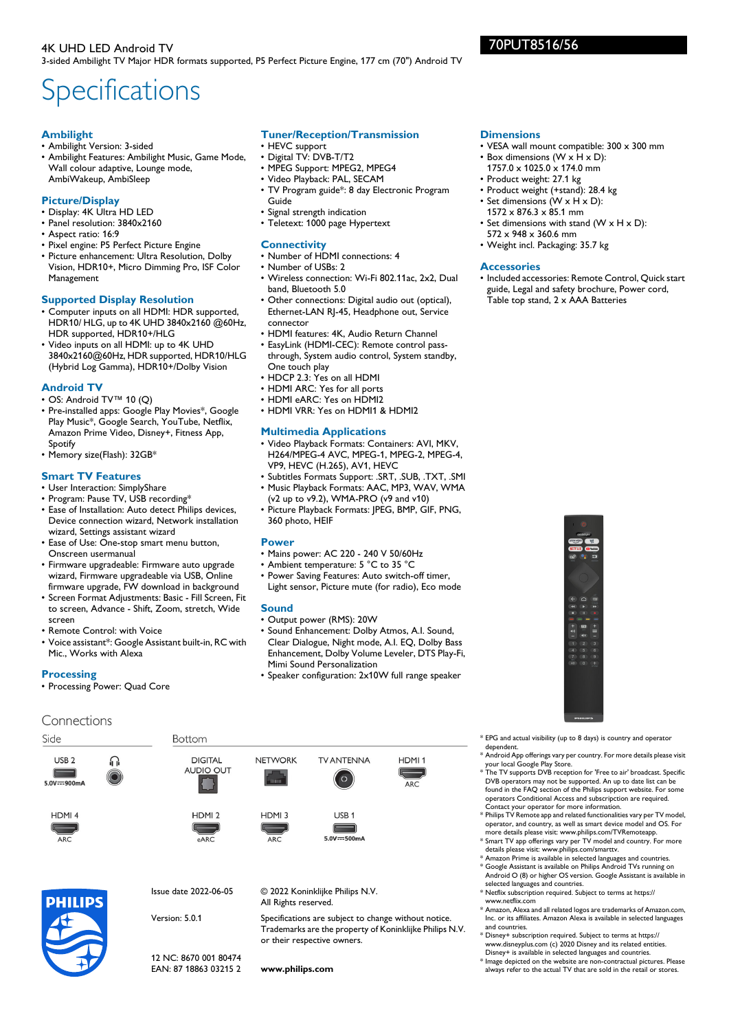4K UHD LED Android TV

3-sided Ambilight TV Major HDR formats supported, P5 Perfect Picture Engine, 177 cm (70") Android TV

70PUT8516/56

# Specifications

### Ambilight

- Ambilight Version: 3-sided
- Ambilight Features: Ambilight Music, Game Mode, Wall colour adaptive, Lounge mode, AmbiWakeup, AmbiSleep

### Picture/Display

- Display: 4K Ultra HD LED
- Panel resolution: 3840x2160
- Aspect ratio: 16:9
- Pixel engine: P5 Perfect Picture Engine
- Picture enhancement: Ultra Resolution, Dolby Vision, HDR10+, Micro Dimming Pro, ISF Color Management

### Supported Display Resolution

- Computer inputs on all HDMI: HDR supported, HDR10/ HLG, up to 4K UHD 3840x2160 @60Hz, HDR supported, HDR10+/HLG
- Video inputs on all HDMI: up to 4K UHD 3840x2160@60Hz, HDR supported, HDR10/HLG (Hybrid Log Gamma), HDR10+/Dolby Vision

### Android TV

- OS: Android TV™ 10 (Q)
- Pre-installed apps: Google Play Movies*, Google Play Music*, Google Search, YouTube, Netflix, Amazon Prime Video, Disney+, Fitness App, Spotify
- Memory size(Flash): 32GB*

### Smart TV Features

- User Interaction: SimplyShare
- Program: Pause TV, USB recording*
- Ease of Installation: Auto detect Philips devices, Device connection wizard, Network installation wizard, Settings assistant wizard
- Ease of Use: One-stop smart menu button, Onscreen usermanual
- Firmware upgradeable: Firmware auto upgrade wizard, Firmware upgradeable via USB, Online firmware upgrade, FW download in background
- Screen Format Adjustments: Basic - Fill Screen, Fit to screen, Advance - Shift, Zoom, stretch, Wide screen
- Remote Control: with Voice
- Voice assistant*: Google Assistant built-in, RC with Mic., Works with Alexa

### Processing

- Processing Power: Quad Core

### Tuner/Reception/Transmission

- HEVC support
- Digital TV: DVB-T/T2
- MPEG Support: MPEG2, MPEG4
- Video Playback: PAL, SECAM
- TV Program guide*: 8 day Electronic Program Guide
- Signal strength indication
- Teletext: 1000 page Hypertext

### Connectivity

- Number of HDMI connections: 4
- Number of USBs: 2
- Wireless connection: Wi-Fi 802.11ac, 2x2, Dual band, Bluetooth 5.0
- Other connections: Digital audio out (optical), Ethernet-LAN RJ-45, Headphone out, Service connector
- HDMI features: 4K, Audio Return Channel
- EasyLink (HDMI-CEC): Remote control pass-through, System audio control, System standby, One touch play
- HDCP 2.3: Yes on all HDMI
- HDMI ARC: Yes for all ports
- HDMI eARC: Yes on HDMI2
- HDMI VRR: Yes on HDMI1 & HDMI2

### Multimedia Applications

- Video Playback Formats: Containers: AVI, MKV, H264/MPEG-4 AVC, MPEG-1, MPEG-2, MPEG-4, VP9, HEVC (H.265), AV1, HEVC
- Subtitles Formats Support: .SRT, .SUB, .TXT, .SMI
- Music Playback Formats: AAC, MP3, WAV, WMA (v2 up to v9.2), WMA-PRO (v9 and v10)
- Picture Playback Formats: JPEG, BMP, GIF, PNG, 360 photo, HEIF

### Power

- Mains power: AC 220 - 240 V 50/60Hz
- Ambient temperature: 5 °C to 35 °C
- Power Saving Features: Auto switch-off timer, Light sensor, Picture mute (for radio), Eco mode

### Sound

- Output power (RMS): 20W
- Sound Enhancement: Dolby Atmos, A.I. Sound, Clear Dialogue, Night mode, A.I. EQ, Dolby Bass Enhancement, Dolby Volume Leveler, DTS Play-Fi, Mimi Sound Personalization
- Speaker configuration: 2x10W full range speaker

### Dimensions

- VESA wall mount compatible: 300 x 300 mm
- Box dimensions (W x H x D): 1757.0 x 1025.0 x 174.0 mm
- Product weight: 27.1 kg
- Product weight (+stand): 28.4 kg
- Set dimensions (W x H x D): 1572 x 876.3 x 85.1 mm
- Set dimensions with stand (W x H x D): 572 x 948 x 360.6 mm
- Weight incl. Packaging: 35.7 kg

### Accessories

- Included accessories: Remote Control, Quick start guide, Legal and safety brochure, Power cord, Table top stand, 2 x AAA Batteries

## Connections

Side

USB 2
5.0V⎓900mA

HDMI 4
ARC

Bottom

DIGITAL AUDIO OUT

NETWORK

TV ANTENNA

HDMI 1
ARC

HDMI 2
eARC

HDMI 3
ARC

USB 1
5.0V⎓500mA

Issue date 2022-06-05

Version: 5.0.1

12 NC: 8670 001 80474
EAN: 87 18863 03215 2

© 2022 Koninklijke Philips N.V.
All Rights reserved.

Specifications are subject to change without notice. Trademarks are the property of Koninklijke Philips N.V. or their respective owners.

www.philips.com

- * EPG and actual visibility (up to 8 days) is country and operator dependent.
- * Android App offerings vary per country. For more details please visit your local Google Play Store.
- * The TV supports DVB reception for 'Free to air' broadcast. Specific DVB operators may not be supported. An up to date list can be found in the FAQ section of the Philips support website. For some operators Conditional Access and subscription are required. Contact your operator for more information.
- * Philips TV Remote app and related functionalities vary per TV model, operator, and country, as well as smart device model and OS. For more details please visit: www.philips.com/TVremoteapp.
- * Smart TV app offerings vary per TV model and country. For more details please visit: www.philips.com/smarttv.
- * Amazon Prime is available in selected languages and countries.
- * Google Assistant is available on Philips Android TVs running on Android O (8) or higher OS version. Google Assistant is available in selected languages and countries.
- * Netflix subscription required. Subject to terms at https:// www.netflix.com
- * Amazon, Alexa and all related logos are trademarks of Amazon.com, Inc. or its affiliates. Amazon Alexa is available in selected languages and countries.
- * Disney+ subscription required. Subject to terms at https:// www.disneyplus.com (c) 2020 Disney and its related entities. Disney+ is available in selected languages and countries.
- * Image depicted on the website are non-contractual pictures. Please always refer to the actual TV that are sold in the retail or stores.